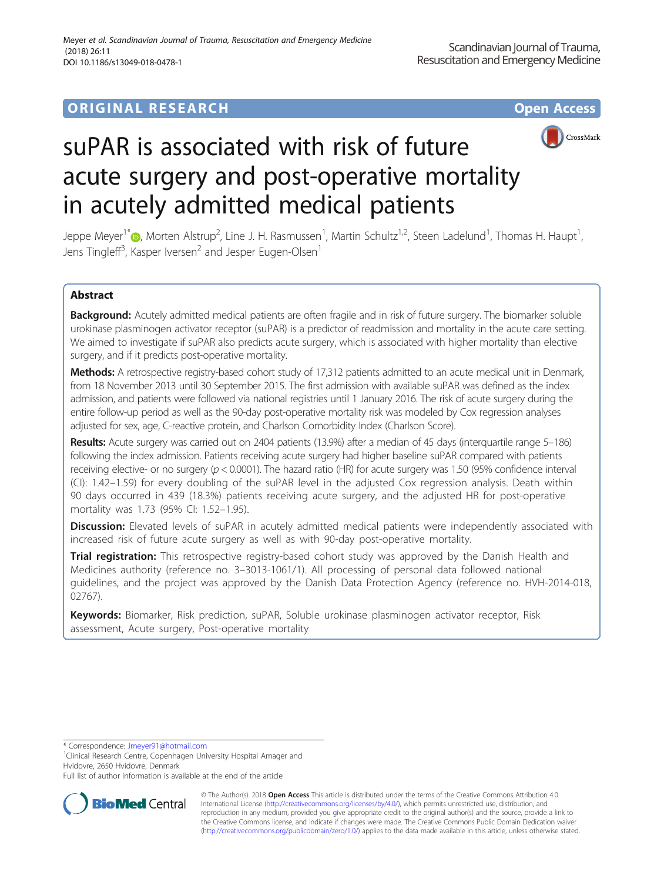ORIGINAL RESEARCH

Open Access

# suPAR is associated with risk of future acute surgery and post-operative mortality in acutely admitted medical patients

Jeppe Meyer[1*], Morten Alstrup[2], Line J. H. Rasmussen[1], Martin Schultz[1,2], Steen Ladelund[1], Thomas H. Haupt[1], Jens Tingleff[3], Kasper Iversen[2] and Jesper Eugen-Olsen[1]

## Abstract

**Background:** Acutely admitted medical patients are often fragile and in risk of future surgery. The biomarker soluble urokinase plasminogen activator receptor (suPAR) is a predictor of readmission and mortality in the acute care setting. We aimed to investigate if suPAR also predicts acute surgery, which is associated with higher mortality than elective surgery, and if it predicts post-operative mortality.

**Methods:** A retrospective registry-based cohort study of 17,312 patients admitted to an acute medical unit in Denmark, from 18 November 2013 until 30 September 2015. The first admission with available suPAR was defined as the index admission, and patients were followed via national registries until 1 January 2016. The risk of acute surgery during the entire follow-up period as well as the 90-day post-operative mortality risk was modeled by Cox regression analyses adjusted for sex, age, C-reactive protein, and Charlson Comorbidity Index (Charlson Score).

**Results:** Acute surgery was carried out on 2404 patients (13.9%) after a median of 45 days (interquartile range 5–186) following the index admission. Patients receiving acute surgery had higher baseline suPAR compared with patients receiving elective- or no surgery ($p < 0.0001$). The hazard ratio (HR) for acute surgery was 1.50 (95% confidence interval (CI): 1.42–1.59) for every doubling of the suPAR level in the adjusted Cox regression analysis. Death within 90 days occurred in 439 (18.3%) patients receiving acute surgery, and the adjusted HR for post-operative mortality was 1.73 (95% CI: 1.52–1.95).

**Discussion:** Elevated levels of suPAR in acutely admitted medical patients were independently associated with increased risk of future acute surgery as well as with 90-day post-operative mortality.

**Trial registration:** This retrospective registry-based cohort study was approved by the Danish Health and Medicines authority (reference no. 3–3013-1061/1). All processing of personal data followed national guidelines, and the project was approved by the Danish Data Protection Agency (reference no. HVH-2014-018, 02767).

**Keywords:** Biomarker, Risk prediction, suPAR, Soluble urokinase plasminogen activator receptor, Risk assessment, Acute surgery, Post-operative mortality

* Correspondence: Jmeyer91@hotmail.com

[1]Clinical Research Centre, Copenhagen University Hospital Amager and Hvidovre, 2650 Hvidovre, Denmark

Full list of author information is available at the end of the article

© The Author(s). 2018 **Open Access** This article is distributed under the terms of the Creative Commons Attribution 4.0 International License (http://creativecommons.org/licenses/by/4.0/), which permits unrestricted use, distribution, and reproduction in any medium, provided you give appropriate credit to the original author(s) and the source, provide a link to the Creative Commons license, and indicate if changes were made. The Creative Commons Public Domain Dedication waiver (http://creativecommons.org/publicdomain/zero/1.0/) applies to the data made available in this article, unless otherwise stated.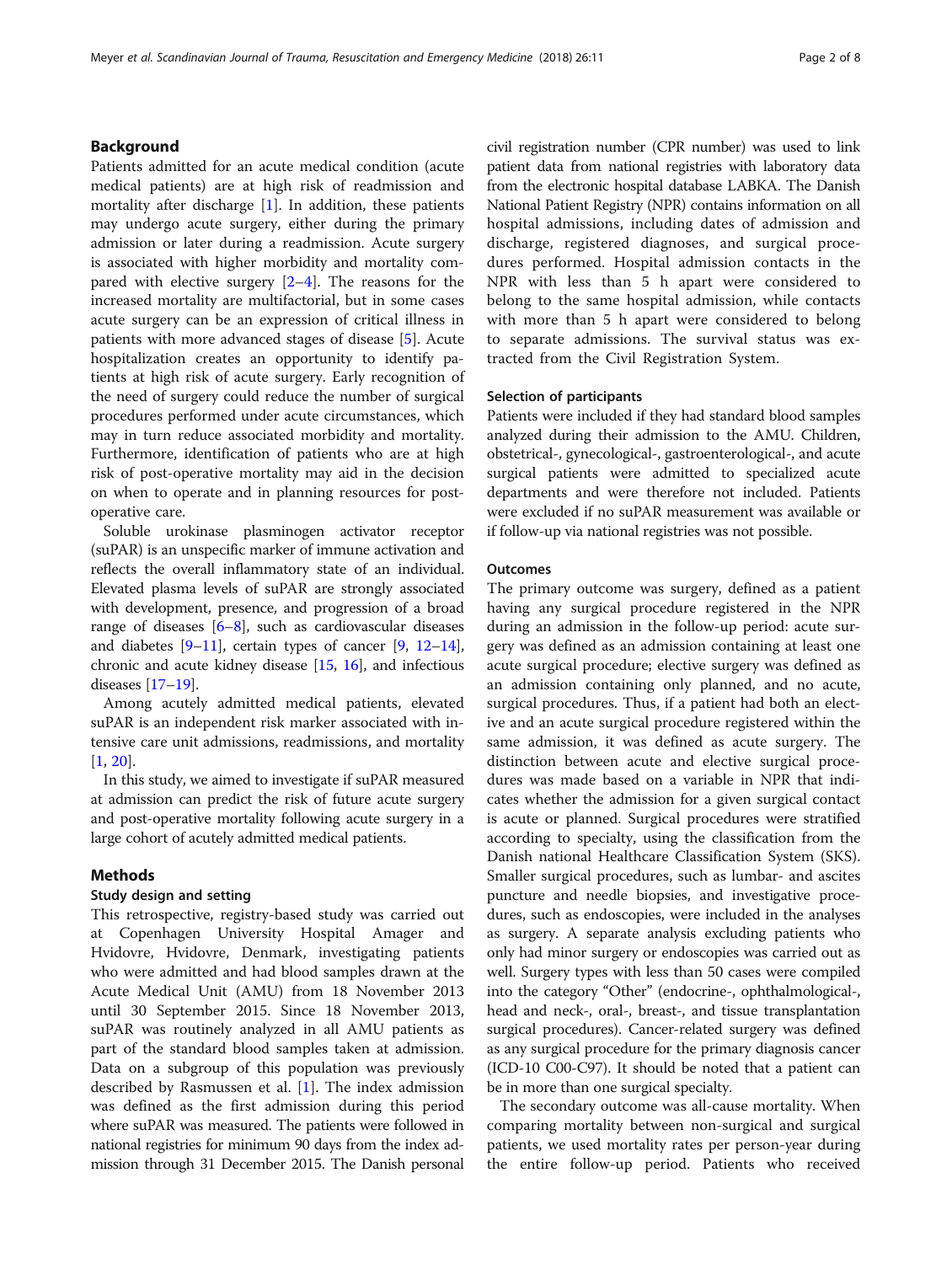## Background

Patients admitted for an acute medical condition (acute medical patients) are at high risk of readmission and mortality after discharge [1]. In addition, these patients may undergo acute surgery, either during the primary admission or later during a readmission. Acute surgery is associated with higher morbidity and mortality compared with elective surgery [2–4]. The reasons for the increased mortality are multifactorial, but in some cases acute surgery can be an expression of critical illness in patients with more advanced stages of disease [5]. Acute hospitalization creates an opportunity to identify patients at high risk of acute surgery. Early recognition of the need of surgery could reduce the number of surgical procedures performed under acute circumstances, which may in turn reduce associated morbidity and mortality. Furthermore, identification of patients who are at high risk of post-operative mortality may aid in the decision on when to operate and in planning resources for post-operative care.

Soluble urokinase plasminogen activator receptor (suPAR) is an unspecific marker of immune activation and reflects the overall inflammatory state of an individual. Elevated plasma levels of suPAR are strongly associated with development, presence, and progression of a broad range of diseases [6–8], such as cardiovascular diseases and diabetes [9–11], certain types of cancer [9, 12–14], chronic and acute kidney disease [15, 16], and infectious diseases [17–19].

Among acutely admitted medical patients, elevated suPAR is an independent risk marker associated with intensive care unit admissions, readmissions, and mortality [1, 20].

In this study, we aimed to investigate if suPAR measured at admission can predict the risk of future acute surgery and post-operative mortality following acute surgery in a large cohort of acutely admitted medical patients.

## Methods

### Study design and setting

This retrospective, registry-based study was carried out at Copenhagen University Hospital Amager and Hvidovre, Hvidovre, Denmark, investigating patients who were admitted and had blood samples drawn at the Acute Medical Unit (AMU) from 18 November 2013 until 30 September 2015. Since 18 November 2013, suPAR was routinely analyzed in all AMU patients as part of the standard blood samples taken at admission. Data on a subgroup of this population was previously described by Rasmussen et al. [1]. The index admission was defined as the first admission during this period where suPAR was measured. The patients were followed in national registries for minimum 90 days from the index admission through 31 December 2015. The Danish personal civil registration number (CPR number) was used to link patient data from national registries with laboratory data from the electronic hospital database LABKA. The Danish National Patient Registry (NPR) contains information on all hospital admissions, including dates of admission and discharge, registered diagnoses, and surgical procedures performed. Hospital admission contacts in the NPR with less than 5 h apart were considered to belong to the same hospital admission, while contacts with more than 5 h apart were considered to belong to separate admissions. The survival status was extracted from the Civil Registration System.

### Selection of participants

Patients were included if they had standard blood samples analyzed during their admission to the AMU. Children, obstetrical-, gynecological-, gastroenterological-, and acute surgical patients were admitted to specialized acute departments and were therefore not included. Patients were excluded if no suPAR measurement was available or if follow-up via national registries was not possible.

### Outcomes

The primary outcome was surgery, defined as a patient having any surgical procedure registered in the NPR during an admission in the follow-up period: acute surgery was defined as an admission containing at least one acute surgical procedure; elective surgery was defined as an admission containing only planned, and no acute, surgical procedures. Thus, if a patient had both an elective and an acute surgical procedure registered within the same admission, it was defined as acute surgery. The distinction between acute and elective surgical procedures was made based on a variable in NPR that indicates whether the admission for a given surgical contact is acute or planned. Surgical procedures were stratified according to specialty, using the classification from the Danish national Healthcare Classification System (SKS). Smaller surgical procedures, such as lumbar- and ascites puncture and needle biopsies, and investigative procedures, such as endoscopies, were included in the analyses as surgery. A separate analysis excluding patients who only had minor surgery or endoscopies was carried out as well. Surgery types with less than 50 cases were compiled into the category "Other" (endocrine-, ophthalmological-, head and neck-, oral-, breast-, and tissue transplantation surgical procedures). Cancer-related surgery was defined as any surgical procedure for the primary diagnosis cancer (ICD-10 C00-C97). It should be noted that a patient can be in more than one surgical specialty.

The secondary outcome was all-cause mortality. When comparing mortality between non-surgical and surgical patients, we used mortality rates per person-year during the entire follow-up period. Patients who received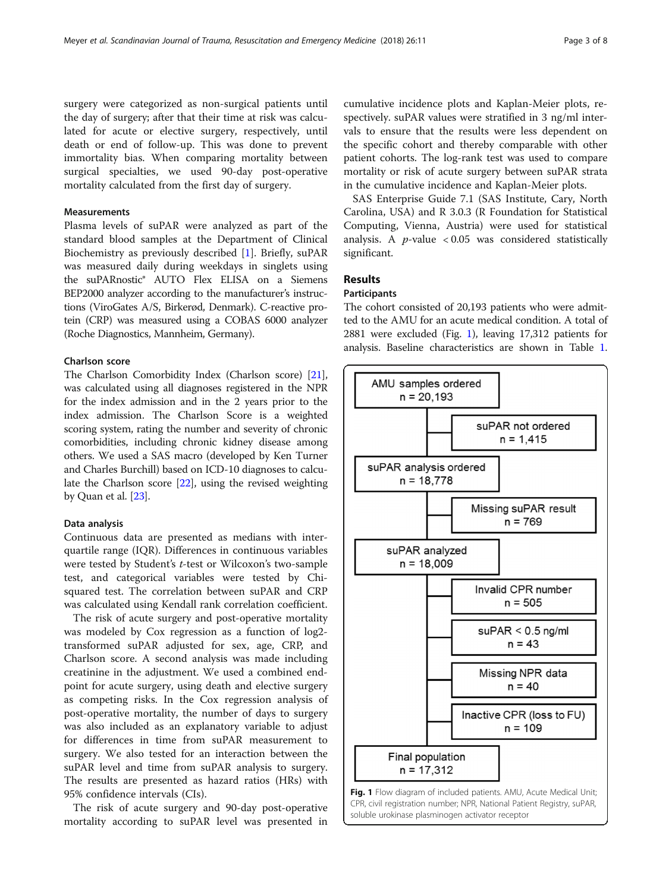surgery were categorized as non-surgical patients until the day of surgery; after that their time at risk was calculated for acute or elective surgery, respectively, until death or end of follow-up. This was done to prevent immortality bias. When comparing mortality between surgical specialties, we used 90-day post-operative mortality calculated from the first day of surgery.

### Measurements

Plasma levels of suPAR were analyzed as part of the standard blood samples at the Department of Clinical Biochemistry as previously described [1]. Briefly, suPAR was measured daily during weekdays in singlets using the suPARnostic® AUTO Flex ELISA on a Siemens BEP2000 analyzer according to the manufacturer's instructions (ViroGates A/S, Birkerød, Denmark). C-reactive protein (CRP) was measured using a COBAS 6000 analyzer (Roche Diagnostics, Mannheim, Germany).

### Charlson score

The Charlson Comorbidity Index (Charlson score) [21], was calculated using all diagnoses registered in the NPR for the index admission and in the 2 years prior to the index admission. The Charlson Score is a weighted scoring system, rating the number and severity of chronic comorbidities, including chronic kidney disease among others. We used a SAS macro (developed by Ken Turner and Charles Burchill) based on ICD-10 diagnoses to calculate the Charlson score [22], using the revised weighting by Quan et al. [23].

### Data analysis

Continuous data are presented as medians with interquartile range (IQR). Differences in continuous variables were tested by Student's *t*-test or Wilcoxon's two-sample test, and categorical variables were tested by Chi-squared test. The correlation between suPAR and CRP was calculated using Kendall rank correlation coefficient.

The risk of acute surgery and post-operative mortality was modeled by Cox regression as a function of log2-transformed suPAR adjusted for sex, age, CRP, and Charlson score. A second analysis was made including creatinine in the adjustment. We used a combined endpoint for acute surgery, using death and elective surgery as competing risks. In the Cox regression analysis of post-operative mortality, the number of days to surgery was also included as an explanatory variable to adjust for differences in time from suPAR measurement to surgery. We also tested for an interaction between the suPAR level and time from suPAR analysis to surgery. The results are presented as hazard ratios (HRs) with 95% confidence intervals (CIs).

The risk of acute surgery and 90-day post-operative mortality according to suPAR level was presented in cumulative incidence plots and Kaplan-Meier plots, respectively. suPAR values were stratified in 3 ng/ml intervals to ensure that the results were less dependent on the specific cohort and thereby comparable with other patient cohorts. The log-rank test was used to compare mortality or risk of acute surgery between suPAR strata in the cumulative incidence and Kaplan-Meier plots.

SAS Enterprise Guide 7.1 (SAS Institute, Cary, North Carolina, USA) and R 3.0.3 (R Foundation for Statistical Computing, Vienna, Austria) were used for statistical analysis. A $p$-value $< 0.05$ was considered statistically significant.

## Results

### Participants

The cohort consisted of 20,193 patients who were admitted to the AMU for an acute medical condition. A total of 2881 were excluded (Fig. 1), leaving 17,312 patients for analysis. Baseline characteristics are shown in Table 1.

AMU samples ordered n = 20,193
→ suPAR not ordered n = 1,415
suPAR analysis ordered n = 18,778
→ Missing suPAR result n = 769
suPAR analyzed n = 18,009
→ Invalid CPR number n = 505
→ suPAR < 0.5 ng/ml n = 43
→ Missing NPR data n = 40
→ Inactive CPR (loss to FU) n = 109
Final population n = 17,312

**Fig. 1** Flow diagram of included patients. AMU, Acute Medical Unit; CPR, civil registration number; NPR, National Patient Registry, suPAR, soluble urokinase plasminogen activator receptor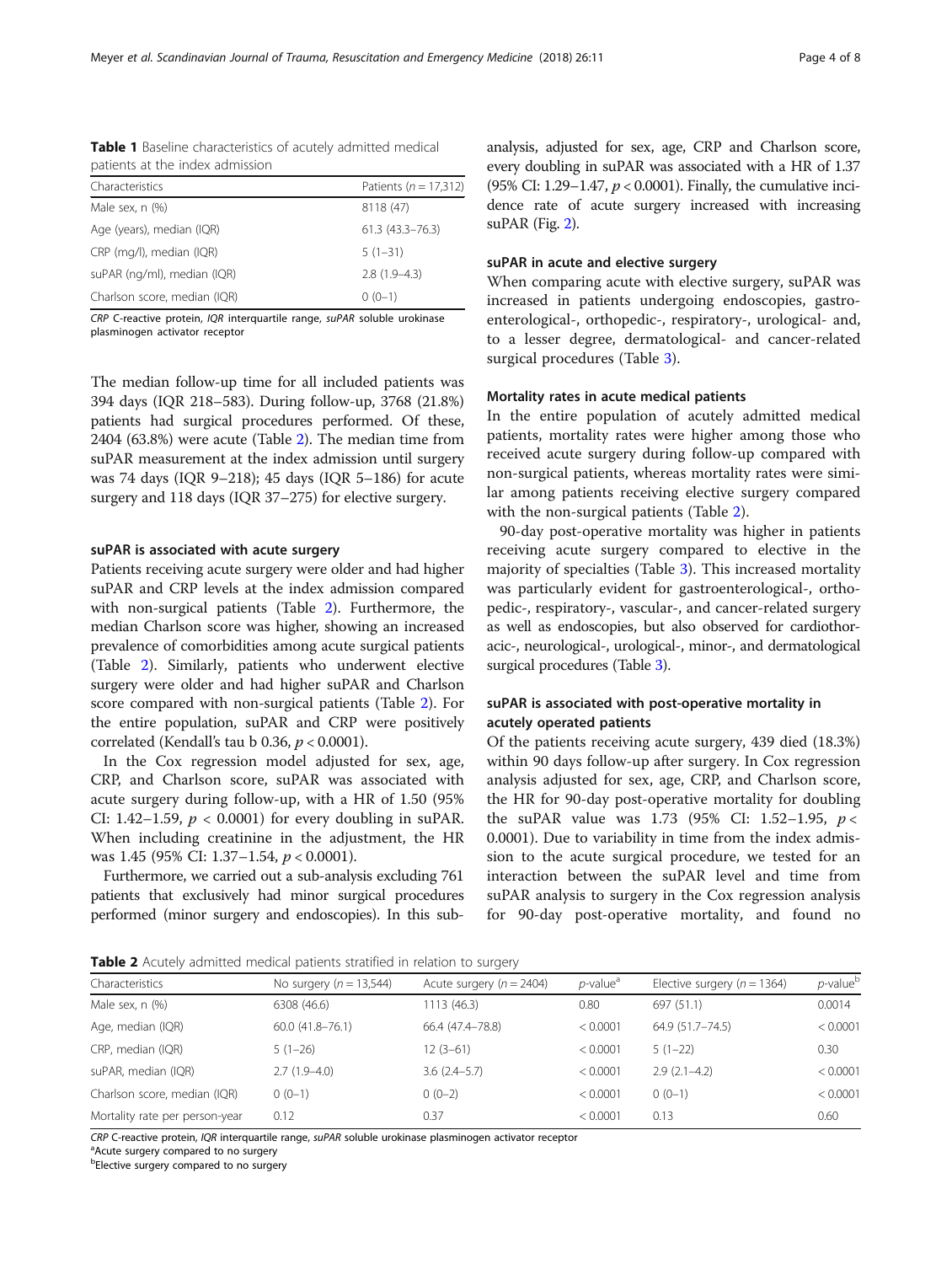**Table 1** Baseline characteristics of acutely admitted medical patients at the index admission

| Characteristics | Patients ($n$ = 17,312) |
|---|---|
| Male sex, n (%) | 8118 (47) |
| Age (years), median (IQR) | 61.3 (43.3–76.3) |
| CRP (mg/l), median (IQR) | 5 (1–31) |
| suPAR (ng/ml), median (IQR) | 2.8 (1.9–4.3) |
| Charlson score, median (IQR) | 0 (0–1) |

*CRP* C-reactive protein, *IQR* interquartile range, *suPAR* soluble urokinase plasminogen activator receptor

The median follow-up time for all included patients was 394 days (IQR 218–583). During follow-up, 3768 (21.8%) patients had surgical procedures performed. Of these, 2404 (63.8%) were acute (Table 2). The median time from suPAR measurement at the index admission until surgery was 74 days (IQR 9–218); 45 days (IQR 5–186) for acute surgery and 118 days (IQR 37–275) for elective surgery.

### suPAR is associated with acute surgery

Patients receiving acute surgery were older and had higher suPAR and CRP levels at the index admission compared with non-surgical patients (Table 2). Furthermore, the median Charlson score was higher, showing an increased prevalence of comorbidities among acute surgical patients (Table 2). Similarly, patients who underwent elective surgery were older and had higher suPAR and Charlson score compared with non-surgical patients (Table 2). For the entire population, suPAR and CRP were positively correlated (Kendall's tau b 0.36, $p < 0.0001$).

In the Cox regression model adjusted for sex, age, CRP, and Charlson score, suPAR was associated with acute surgery during follow-up, with a HR of 1.50 (95% CI: 1.42–1.59, $p < 0.0001$) for every doubling in suPAR. When including creatinine in the adjustment, the HR was 1.45 (95% CI: 1.37–1.54, $p < 0.0001$).

Furthermore, we carried out a sub-analysis excluding 761 patients that exclusively had minor surgical procedures performed (minor surgery and endoscopies). In this sub-analysis, adjusted for sex, age, CRP and Charlson score, every doubling in suPAR was associated with a HR of 1.37 (95% CI: 1.29–1.47, $p < 0.0001$). Finally, the cumulative incidence rate of acute surgery increased with increasing suPAR (Fig. 2).

### suPAR in acute and elective surgery

When comparing acute with elective surgery, suPAR was increased in patients undergoing endoscopies, gastroenterological-, orthopedic-, respiratory-, urological- and, to a lesser degree, dermatological- and cancer-related surgical procedures (Table 3).

### Mortality rates in acute medical patients

In the entire population of acutely admitted medical patients, mortality rates were higher among those who received acute surgery during follow-up compared with non-surgical patients, whereas mortality rates were similar among patients receiving elective surgery compared with the non-surgical patients (Table 2).

90-day post-operative mortality was higher in patients receiving acute surgery compared to elective in the majority of specialties (Table 3). This increased mortality was particularly evident for gastroenterological-, orthopedic-, respiratory-, vascular-, and cancer-related surgery as well as endoscopies, but also observed for cardiothoracic-, neurological-, urological-, minor-, and dermatological surgical procedures (Table 3).

### suPAR is associated with post-operative mortality in acutely operated patients

Of the patients receiving acute surgery, 439 died (18.3%) within 90 days follow-up after surgery. In Cox regression analysis adjusted for sex, age, CRP, and Charlson score, the HR for 90-day post-operative mortality for doubling the suPAR value was 1.73 (95% CI: 1.52–1.95, $p < 0.0001$). Due to variability in time from the index admission to the acute surgical procedure, we tested for an interaction between the suPAR level and time from suPAR analysis to surgery in the Cox regression analysis for 90-day post-operative mortality, and found no

**Table 2** Acutely admitted medical patients stratified in relation to surgery

| Characteristics | No surgery ($n$ = 13,544) | Acute surgery ($n$ = 2404) | $p$-value[a] | Elective surgery ($n$ = 1364) | $p$-value[b] |
|---|---|---|---|---|---|
| Male sex, n (%) | 6308 (46.6) | 1113 (46.3) | 0.80 | 697 (51.1) | 0.0014 |
| Age, median (IQR) | 60.0 (41.8–76.1) | 66.4 (47.4–78.8) | < 0.0001 | 64.9 (51.7–74.5) | < 0.0001 |
| CRP, median (IQR) | 5 (1–26) | 12 (3–61) | < 0.0001 | 5 (1–22) | 0.30 |
| suPAR, median (IQR) | 2.7 (1.9–4.0) | 3.6 (2.4–5.7) | < 0.0001 | 2.9 (2.1–4.2) | < 0.0001 |
| Charlson score, median (IQR) | 0 (0–1) | 0 (0–2) | < 0.0001 | 0 (0–1) | < 0.0001 |
| Mortality rate per person-year | 0.12 | 0.37 | < 0.0001 | 0.13 | 0.60 |

*CRP* C-reactive protein, *IQR* interquartile range, *suPAR* soluble urokinase plasminogen activator receptor
[a]Acute surgery compared to no surgery
[b]Elective surgery compared to no surgery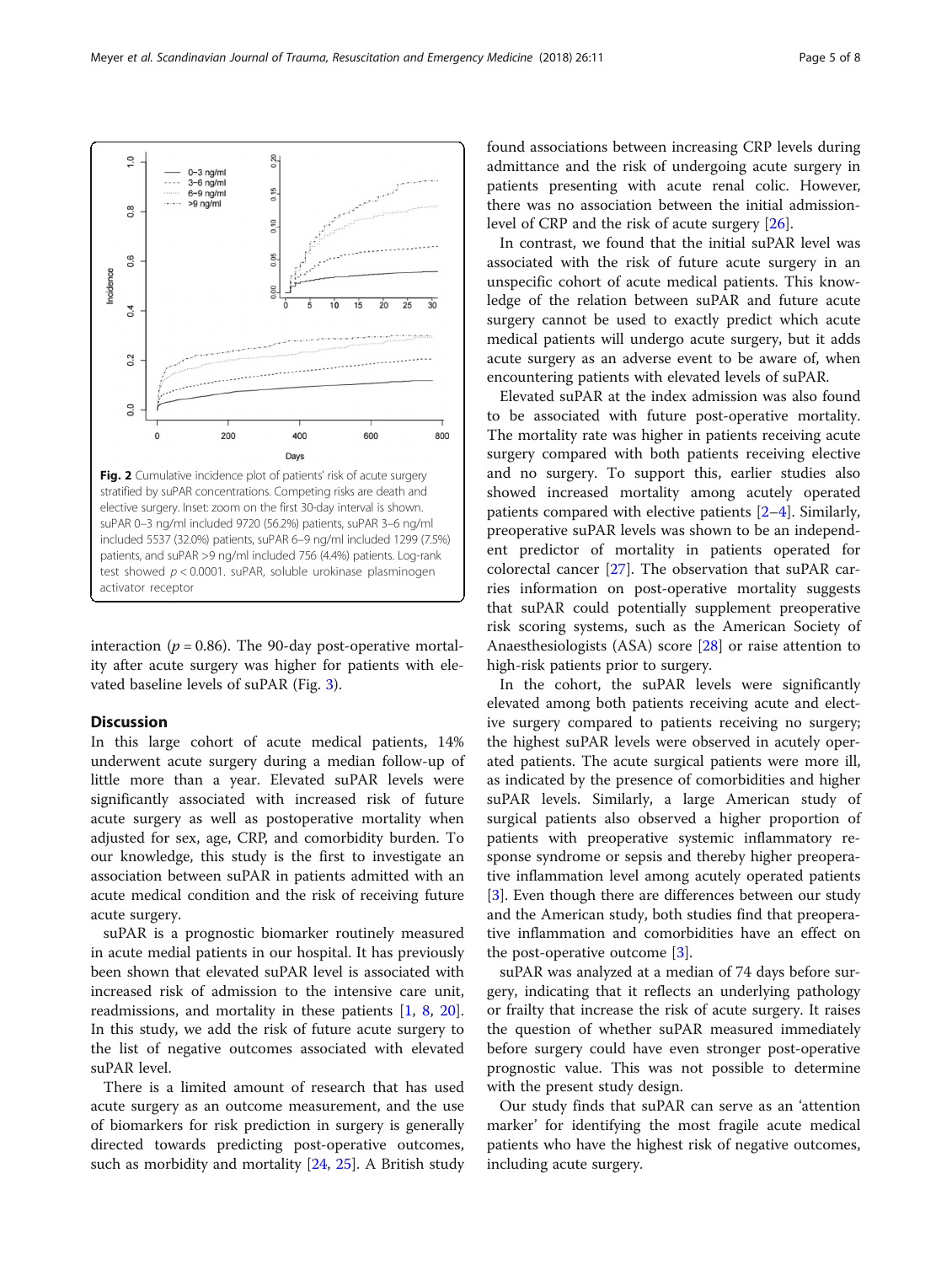Fig. 2 Cumulative incidence plot of patients' risk of acute surgery stratified by suPAR concentrations. Competing risks are death and elective surgery. Inset: zoom on the first 30-day interval is shown. suPAR 0–3 ng/ml included 9720 (56.2%) patients, suPAR 3–6 ng/ml included 5537 (32.0%) patients, suPAR 6–9 ng/ml included 1299 (7.5%) patients, and suPAR >9 ng/ml included 756 (4.4%) patients. Log-rank test showed $p < 0.0001$. suPAR, soluble urokinase plasminogen activator receptor

interaction ($p = 0.86$). The 90-day post-operative mortality after acute surgery was higher for patients with elevated baseline levels of suPAR (Fig. 3).

## Discussion

In this large cohort of acute medical patients, 14% underwent acute surgery during a median follow-up of little more than a year. Elevated suPAR levels were significantly associated with increased risk of future acute surgery as well as postoperative mortality when adjusted for sex, age, CRP, and comorbidity burden. To our knowledge, this study is the first to investigate an association between suPAR in patients admitted with an acute medical condition and the risk of receiving future acute surgery.

suPAR is a prognostic biomarker routinely measured in acute medial patients in our hospital. It has previously been shown that elevated suPAR level is associated with increased risk of admission to the intensive care unit, readmissions, and mortality in these patients [1, 8, 20]. In this study, we add the risk of future acute surgery to the list of negative outcomes associated with elevated suPAR level.

There is a limited amount of research that has used acute surgery as an outcome measurement, and the use of biomarkers for risk prediction in surgery is generally directed towards predicting post-operative outcomes, such as morbidity and mortality [24, 25]. A British study found associations between increasing CRP levels during admittance and the risk of undergoing acute surgery in patients presenting with acute renal colic. However, there was no association between the initial admission-level of CRP and the risk of acute surgery [26].

In contrast, we found that the initial suPAR level was associated with the risk of future acute surgery in an unspecific cohort of acute medical patients. This knowledge of the relation between suPAR and future acute surgery cannot be used to exactly predict which acute medical patients will undergo acute surgery, but it adds acute surgery as an adverse event to be aware of, when encountering patients with elevated levels of suPAR.

Elevated suPAR at the index admission was also found to be associated with future post-operative mortality. The mortality rate was higher in patients receiving acute surgery compared with both patients receiving elective and no surgery. To support this, earlier studies also showed increased mortality among acutely operated patients compared with elective patients [2–4]. Similarly, preoperative suPAR levels was shown to be an independent predictor of mortality in patients operated for colorectal cancer [27]. The observation that suPAR carries information on post-operative mortality suggests that suPAR could potentially supplement preoperative risk scoring systems, such as the American Society of Anaesthesiologists (ASA) score [28] or raise attention to high-risk patients prior to surgery.

In the cohort, the suPAR levels were significantly elevated among both patients receiving acute and elective surgery compared to patients receiving no surgery; the highest suPAR levels were observed in acutely operated patients. The acute surgical patients were more ill, as indicated by the presence of comorbidities and higher suPAR levels. Similarly, a large American study of surgical patients also observed a higher proportion of patients with preoperative systemic inflammatory response syndrome or sepsis and thereby higher preoperative inflammation level among acutely operated patients [3]. Even though there are differences between our study and the American study, both studies find that preoperative inflammation and comorbidities have an effect on the post-operative outcome [3].

suPAR was analyzed at a median of 74 days before surgery, indicating that it reflects an underlying pathology or frailty that increase the risk of acute surgery. It raises the question of whether suPAR measured immediately before surgery could have even stronger post-operative prognostic value. This was not possible to determine with the present study design.

Our study finds that suPAR can serve as an 'attention marker' for identifying the most fragile acute medical patients who have the highest risk of negative outcomes, including acute surgery.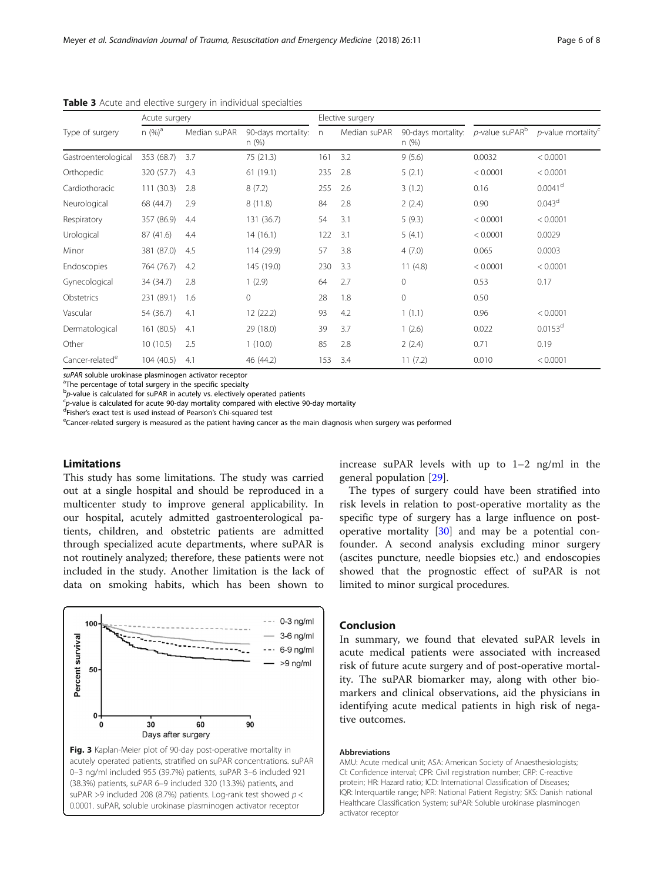**Table 3** Acute and elective surgery in individual specialties

| Type of surgery | Acute surgery | | | Elective surgery | | | | |
|---|---|---|---|---|---|---|---|---|
| | n (%)[a] | Median suPAR | 90-days mortality: n (%) | n | Median suPAR | 90-days mortality: n (%) | *p*-value suPAR[b] | *p*-value mortality[c] |
| Gastroenterological | 353 (68.7) | 3.7 | 75 (21.3) | 161 | 3.2 | 9 (5.6) | 0.0032 | < 0.0001 |
| Orthopedic | 320 (57.7) | 4.3 | 61 (19.1) | 235 | 2.8 | 5 (2.1) | < 0.0001 | < 0.0001 |
| Cardiothoracic | 111 (30.3) | 2.8 | 8 (7.2) | 255 | 2.6 | 3 (1.2) | 0.16 | 0.0041[d] |
| Neurological | 68 (44.7) | 2.9 | 8 (11.8) | 84 | 2.8 | 2 (2.4) | 0.90 | 0.043[d] |
| Respiratory | 357 (86.9) | 4.4 | 131 (36.7) | 54 | 3.1 | 5 (9.3) | < 0.0001 | < 0.0001 |
| Urological | 87 (41.6) | 4.4 | 14 (16.1) | 122 | 3.1 | 5 (4.1) | < 0.0001 | 0.0029 |
| Minor | 381 (87.0) | 4.5 | 114 (29.9) | 57 | 3.8 | 4 (7.0) | 0.065 | 0.0003 |
| Endoscopies | 764 (76.7) | 4.2 | 145 (19.0) | 230 | 3.3 | 11 (4.8) | < 0.0001 | < 0.0001 |
| Gynecological | 34 (34.7) | 2.8 | 1 (2.9) | 64 | 2.7 | 0 | 0.53 | 0.17 |
| Obstetrics | 231 (89.1) | 1.6 | 0 | 28 | 1.8 | 0 | 0.50 | |
| Vascular | 54 (36.7) | 4.1 | 12 (22.2) | 93 | 4.2 | 1 (1.1) | 0.96 | < 0.0001 |
| Dermatological | 161 (80.5) | 4.1 | 29 (18.0) | 39 | 3.7 | 1 (2.6) | 0.022 | 0.0153[d] |
| Other | 10 (10.5) | 2.5 | 1 (10.0) | 85 | 2.8 | 2 (2.4) | 0.71 | 0.19 |
| Cancer-related[e] | 104 (40.5) | 4.1 | 46 (44.2) | 153 | 3.4 | 11 (7.2) | 0.010 | < 0.0001 |

*suPAR* soluble urokinase plasminogen activator receptor
[a]The percentage of total surgery in the specific specialty
[b]*p*-value is calculated for suPAR in acutely vs. electively operated patients
[c]*p*-value is calculated for acute 90-day mortality compared with elective 90-day mortality
[d]Fisher's exact test is used instead of Pearson's Chi-squared test
[e]Cancer-related surgery is measured as the patient having cancer as the main diagnosis when surgery was performed

## Limitations

This study has some limitations. The study was carried out at a single hospital and should be reproduced in a multicenter study to improve general applicability. In our hospital, acutely admitted gastroenterological patients, children, and obstetric patients are admitted through specialized acute departments, where suPAR is not routinely analyzed; therefore, these patients were not included in the study. Another limitation is the lack of data on smoking habits, which has been shown to increase suPAR levels with up to 1–2 ng/ml in the general population [29].

The types of surgery could have been stratified into risk levels in relation to post-operative mortality as the specific type of surgery has a large influence on post-operative mortality [30] and may be a potential confounder. A second analysis excluding minor surgery (ascites puncture, needle biopsies etc.) and endoscopies showed that the prognostic effect of suPAR is not limited to minor surgical procedures.

**Fig. 3** Kaplan-Meier plot of 90-day post-operative mortality in acutely operated patients, stratified on suPAR concentrations. suPAR 0–3 ng/ml included 955 (39.7%) patients, suPAR 3–6 included 921 (38.3%) patients, suPAR 6–9 included 320 (13.3%) patients, and suPAR >9 included 208 (8.7%) patients. Log-rank test showed $p < 0.0001$. suPAR, soluble urokinase plasminogen activator receptor

## Conclusion

In summary, we found that elevated suPAR levels in acute medical patients were associated with increased risk of future acute surgery and of post-operative mortality. The suPAR biomarker may, along with other biomarkers and clinical observations, aid the physicians in identifying acute medical patients in high risk of negative outcomes.

#### Abbreviations

AMU: Acute medical unit; ASA: American Society of Anaesthesiologists; CI: Confidence interval; CPR: Civil registration number; CRP: C-reactive protein; HR: Hazard ratio; ICD: International Classification of Diseases; IQR: Interquartile range; NPR: National Patient Registry; SKS: Danish national Healthcare Classification System; suPAR: Soluble urokinase plasminogen activator receptor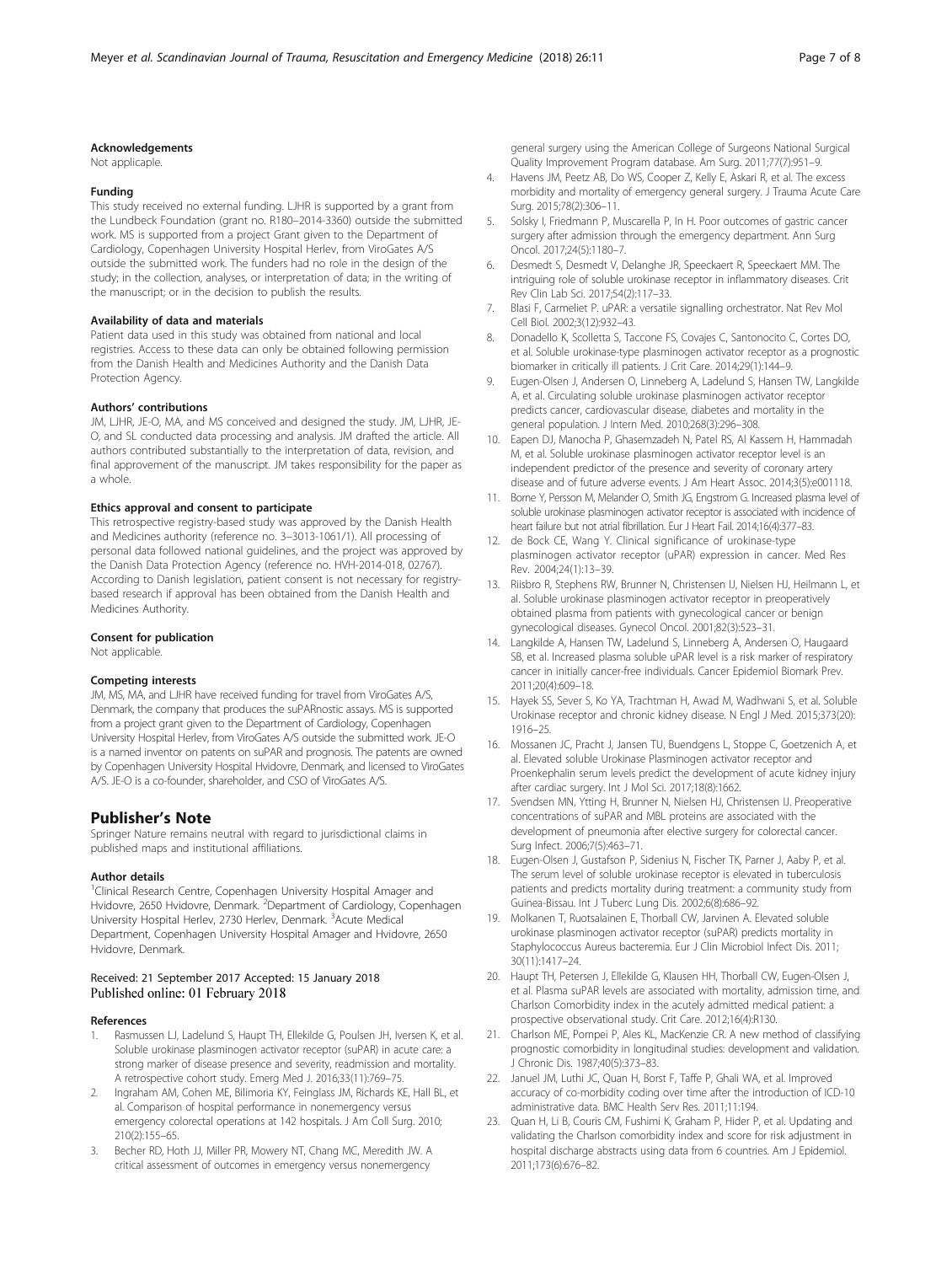#### Acknowledgements

Not applicable.

#### Funding

This study received no external funding. LJHR is supported by a grant from the Lundbeck Foundation (grant no. R180–2014-3360) outside the submitted work. MS is supported from a project Grant given to the Department of Cardiology, Copenhagen University Hospital Herlev, from ViroGates A/S outside the submitted work. The funders had no role in the design of the study; in the collection, analyses, or interpretation of data; in the writing of the manuscript; or in the decision to publish the results.

#### Availability of data and materials

Patient data used in this study was obtained from national and local registries. Access to these data can only be obtained following permission from the Danish Health and Medicines Authority and the Danish Data Protection Agency.

#### Authors' contributions

JM, LJHR, JE-O, MA, and MS conceived and designed the study. JM, LJHR, JE-O, and SL conducted data processing and analysis. JM drafted the article. All authors contributed substantially to the interpretation of data, revision, and final approvement of the manuscript. JM takes responsibility for the paper as a whole.

#### Ethics approval and consent to participate

This retrospective registry-based study was approved by the Danish Health and Medicines authority (reference no. 3–3013-1061/1). All processing of personal data followed national guidelines, and the project was approved by the Danish Data Protection Agency (reference no. HVH-2014-018, 02767). According to Danish legislation, patient consent is not necessary for registry-based research if approval has been obtained from the Danish Health and Medicines Authority.

#### Consent for publication

Not applicable.

#### Competing interests

JM, MS, MA, and LJHR have received funding for travel from ViroGates A/S, Denmark, the company that produces the suPARnostic assays. MS is supported from a project grant given to the Department of Cardiology, Copenhagen University Hospital Herlev, from ViroGates A/S outside the submitted work. JE-O is a named inventor on patents on suPAR and prognosis. The patents are owned by Copenhagen University Hospital Hvidovre, Denmark, and licensed to ViroGates A/S. JE-O is a co-founder, shareholder, and CSO of ViroGates A/S.

## Publisher's Note

Springer Nature remains neutral with regard to jurisdictional claims in published maps and institutional affiliations.

#### Author details

[1]Clinical Research Centre, Copenhagen University Hospital Amager and Hvidovre, 2650 Hvidovre, Denmark. [2]Department of Cardiology, Copenhagen University Hospital Herlev, 2730 Herlev, Denmark. [3]Acute Medical Department, Copenhagen University Hospital Amager and Hvidovre, 2650 Hvidovre, Denmark.

Received: 21 September 2017 Accepted: 15 January 2018
Published online: 01 February 2018

#### References

1. Rasmussen LJ, Ladelund S, Haupt TH, Ellekilde G, Poulsen JH, Iversen K, et al. Soluble urokinase plasminogen activator receptor (suPAR) in acute care: a strong marker of disease presence and severity, readmission and mortality. A retrospective cohort study. Emerg Med J. 2016;33(11):769–75.
2. Ingraham AM, Cohen ME, Bilimoria KY, Feinglass JM, Richards KE, Hall BL, et al. Comparison of hospital performance in nonemergency versus emergency colorectal operations at 142 hospitals. J Am Coll Surg. 2010; 210(2):155–65.
3. Becher RD, Hoth JJ, Miller PR, Mowery NT, Chang MC, Meredith JW. A critical assessment of outcomes in emergency versus nonemergency general surgery using the American College of Surgeons National Surgical Quality Improvement Program database. Am Surg. 2011;77(7):951–9.
4. Havens JM, Peetz AB, Do WS, Cooper Z, Kelly E, Askari R, et al. The excess morbidity and mortality of emergency general surgery. J Trauma Acute Care Surg. 2015;78(2):306–11.
5. Solsky I, Friedmann P, Muscarella P, In H. Poor outcomes of gastric cancer surgery after admission through the emergency department. Ann Surg Oncol. 2017;24(5):1180–7.
6. Desmedt S, Desmedt V, Delanghe JR, Speeckaert R, Speeckaert MM. The intriguing role of soluble urokinase receptor in inflammatory diseases. Crit Rev Clin Lab Sci. 2017;54(2):117–33.
7. Blasi F, Carmeliet P. uPAR: a versatile signalling orchestrator. Nat Rev Mol Cell Biol. 2002;3(12):932–43.
8. Donadello K, Scolletta S, Taccone FS, Covajes C, Santonocito C, Cortes DO, et al. Soluble urokinase-type plasminogen activator receptor as a prognostic biomarker in critically ill patients. J Crit Care. 2014;29(1):144–9.
9. Eugen-Olsen J, Andersen O, Linneberg A, Ladelund S, Hansen TW, Langkilde A, et al. Circulating soluble urokinase plasminogen activator receptor predicts cancer, cardiovascular disease, diabetes and mortality in the general population. J Intern Med. 2010;268(3):296–308.
10. Eapen DJ, Manocha P, Ghasemzadeh N, Patel RS, Al Kassem H, Hammadah M, et al. Soluble urokinase plasminogen activator receptor level is an independent predictor of the presence and severity of coronary artery disease and of future adverse events. J Am Heart Assoc. 2014;3(5):e001118.
11. Borne Y, Persson M, Melander O, Smith JG, Engstrom G. Increased plasma level of soluble urokinase plasminogen activator receptor is associated with incidence of heart failure but not atrial fibrillation. Eur J Heart Fail. 2014;16(4):377–83.
12. de Bock CE, Wang Y. Clinical significance of urokinase-type plasminogen activator receptor (uPAR) expression in cancer. Med Res Rev. 2004;24(1):13–39.
13. Riisbro R, Stephens RW, Brunner N, Christensen IJ, Nielsen HJ, Heilmann L, et al. Soluble urokinase plasminogen activator receptor in preoperatively obtained plasma from patients with gynecological cancer or benign gynecological diseases. Gynecol Oncol. 2001;82(3):523–31.
14. Langkilde A, Hansen TW, Ladelund S, Linneberg A, Andersen O, Haugaard SB, et al. Increased plasma soluble uPAR level is a risk marker of respiratory cancer in initially cancer-free individuals. Cancer Epidemiol Biomark Prev. 2011;20(4):609–18.
15. Hayek SS, Sever S, Ko YA, Trachtman H, Awad M, Wadhwani S, et al. Soluble Urokinase receptor and chronic kidney disease. N Engl J Med. 2015;373(20): 1916–25.
16. Mossanen JC, Pracht J, Jansen TU, Buendgens L, Stoppe C, Goetzenich A, et al. Elevated soluble Urokinase Plasminogen activator receptor and Proenkephalin serum levels predict the development of acute kidney injury after cardiac surgery. Int J Mol Sci. 2017;18(8):1662.
17. Svendsen MN, Ytting H, Brunner N, Nielsen HJ, Christensen IJ. Preoperative concentrations of suPAR and MBL proteins are associated with the development of pneumonia after elective surgery for colorectal cancer. Surg Infect. 2006;7(5):463–71.
18. Eugen-Olsen J, Gustafson P, Sidenius N, Fischer TK, Parner J, Aaby P, et al. The serum level of soluble urokinase receptor is elevated in tuberculosis patients and predicts mortality during treatment: a community study from Guinea-Bissau. Int J Tuberc Lung Dis. 2002;6(8):686–92.
19. Molkanen T, Ruotsalainen E, Thorball CW, Jarvinen A. Elevated soluble urokinase plasminogen activator receptor (suPAR) predicts mortality in Staphylococcus Aureus bacteremia. Eur J Clin Microbiol Infect Dis. 2011; 30(11):1417–24.
20. Haupt TH, Petersen J, Ellekilde G, Klausen HH, Thorball CW, Eugen-Olsen J, et al. Plasma suPAR levels are associated with mortality, admission time, and Charlson Comorbidity index in the acutely admitted medical patient: a prospective observational study. Crit Care. 2012;16(4):R130.
21. Charlson ME, Pompei P, Ales KL, MacKenzie CR. A new method of classifying prognostic comorbidity in longitudinal studies: development and validation. J Chronic Dis. 1987;40(5):373–83.
22. Januel JM, Luthi JC, Quan H, Borst F, Taffe P, Ghali WA, et al. Improved accuracy of co-morbidity coding over time after the introduction of ICD-10 administrative data. BMC Health Serv Res. 2011;11:194.
23. Quan H, Li B, Couris CM, Fushimi K, Graham P, Hider P, et al. Updating and validating the Charlson comorbidity index and score for risk adjustment in hospital discharge abstracts using data from 6 countries. Am J Epidemiol. 2011;173(6):676–82.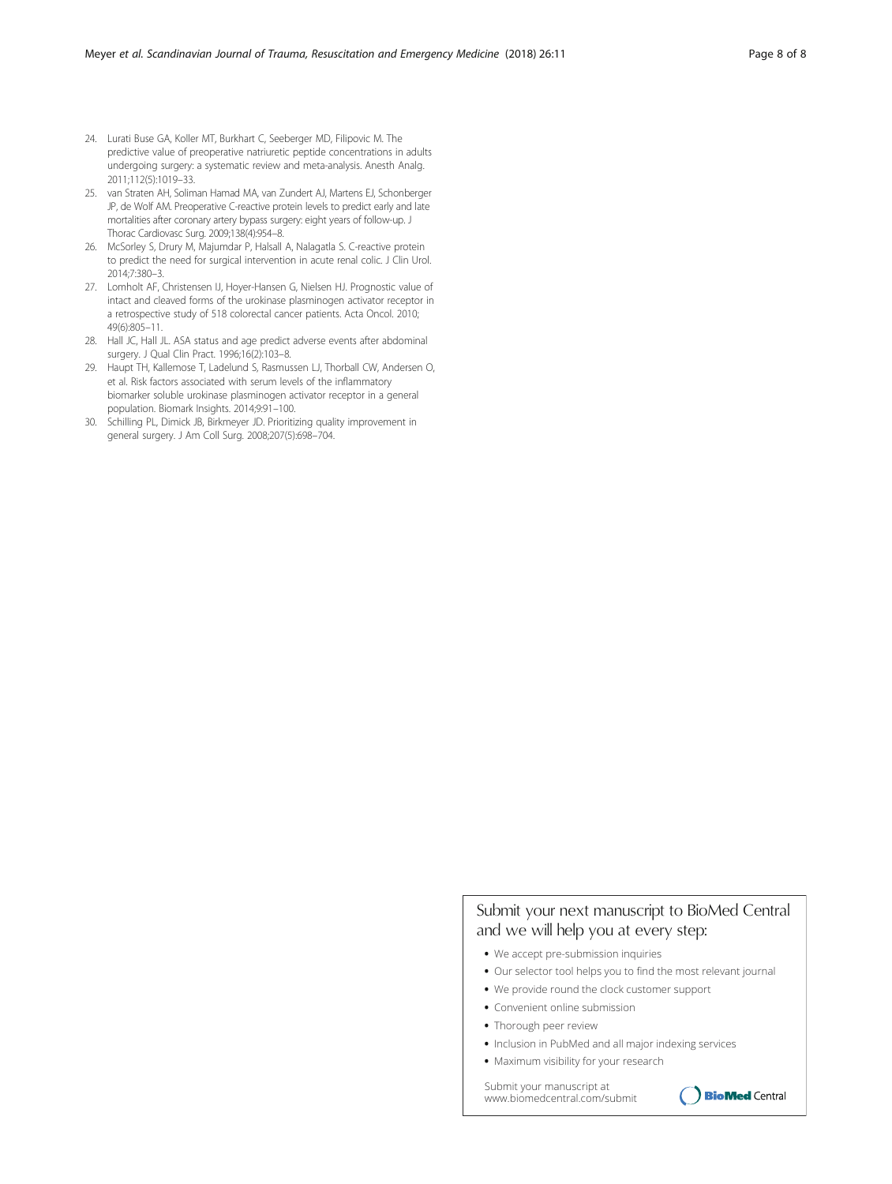24. Lurati Buse GA, Koller MT, Burkhart C, Seeberger MD, Filipovic M. The predictive value of preoperative natriuretic peptide concentrations in adults undergoing surgery: a systematic review and meta-analysis. Anesth Analg. 2011;112(5):1019–33.
25. van Straten AH, Soliman Hamad MA, van Zundert AJ, Martens EJ, Schonberger JP, de Wolf AM. Preoperative C-reactive protein levels to predict early and late mortalities after coronary artery bypass surgery: eight years of follow-up. J Thorac Cardiovasc Surg. 2009;138(4):954–8.
26. McSorley S, Drury M, Majumdar P, Halsall A, Nalagatla S. C-reactive protein to predict the need for surgical intervention in acute renal colic. J Clin Urol. 2014;7:380–3.
27. Lomholt AF, Christensen IJ, Hoyer-Hansen G, Nielsen HJ. Prognostic value of intact and cleaved forms of the urokinase plasminogen activator receptor in a retrospective study of 518 colorectal cancer patients. Acta Oncol. 2010; 49(6):805–11.
28. Hall JC, Hall JL. ASA status and age predict adverse events after abdominal surgery. J Qual Clin Pract. 1996;16(2):103–8.
29. Haupt TH, Kallemose T, Ladelund S, Rasmussen LJ, Thorball CW, Andersen O, et al. Risk factors associated with serum levels of the inflammatory biomarker soluble urokinase plasminogen activator receptor in a general population. Biomark Insights. 2014;9:91–100.
30. Schilling PL, Dimick JB, Birkmeyer JD. Prioritizing quality improvement in general surgery. J Am Coll Surg. 2008;207(5):698–704.

Submit your next manuscript to BioMed Central and we will help you at every step:

- We accept pre-submission inquiries
- Our selector tool helps you to find the most relevant journal
- We provide round the clock customer support
- Convenient online submission
- Thorough peer review
- Inclusion in PubMed and all major indexing services
- Maximum visibility for your research

Submit your manuscript at www.biomedcentral.com/submit

BioMed Central